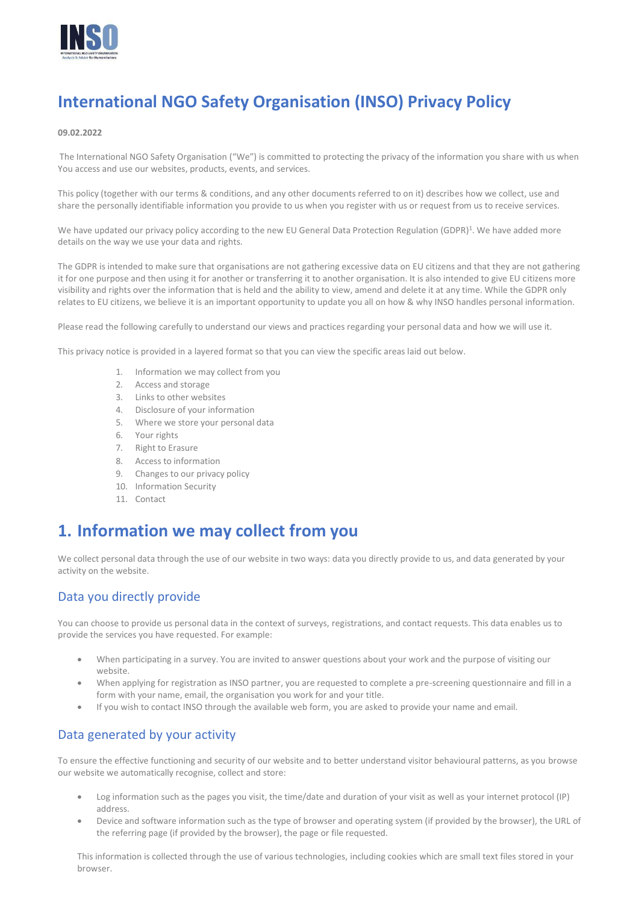# International NGO Safety Organisation (INSO) Privacy Policy

**09.02.2022**

The International NGO Safety Organisation ("We") is committed to protecting the privacy of the information you share with us when You access and use our websites, products, events, and services.

This policy (together with our terms & conditions, and any other documents referred to on it) describes how we collect, use and share the personally identifiable information you provide to us when you register with us or request from us to receive services.

We have updated our privacy policy according to the new EU General Data Protection Regulation (GDPR)[1]. We have added more details on the way we use your data and rights.

The GDPR is intended to make sure that organisations are not gathering excessive data on EU citizens and that they are not gathering it for one purpose and then using it for another or transferring it to another organisation. It is also intended to give EU citizens more visibility and rights over the information that is held and the ability to view, amend and delete it at any time. While the GDPR only relates to EU citizens, we believe it is an important opportunity to update you all on how & why INSO handles personal information.

Please read the following carefully to understand our views and practices regarding your personal data and how we will use it.

This privacy notice is provided in a layered format so that you can view the specific areas laid out below.

1. Information we may collect from you
2. Access and storage
3. Links to other websites
4. Disclosure of your information
5. Where we store your personal data
6. Your rights
7. Right to Erasure
8. Access to information
9. Changes to our privacy policy
10. Information Security
11. Contact

## 1. Information we may collect from you

We collect personal data through the use of our website in two ways: data you directly provide to us, and data generated by your activity on the website.

### Data you directly provide

You can choose to provide us personal data in the context of surveys, registrations, and contact requests. This data enables us to provide the services you have requested. For example:

- When participating in a survey. You are invited to answer questions about your work and the purpose of visiting our website.
- When applying for registration as INSO partner, you are requested to complete a pre-screening questionnaire and fill in a form with your name, email, the organisation you work for and your title.
- If you wish to contact INSO through the available web form, you are asked to provide your name and email.

### Data generated by your activity

To ensure the effective functioning and security of our website and to better understand visitor behavioural patterns, as you browse our website we automatically recognise, collect and store:

- Log information such as the pages you visit, the time/date and duration of your visit as well as your internet protocol (IP) address.
- Device and software information such as the type of browser and operating system (if provided by the browser), the URL of the referring page (if provided by the browser), the page or file requested.

This information is collected through the use of various technologies, including cookies which are small text files stored in your browser.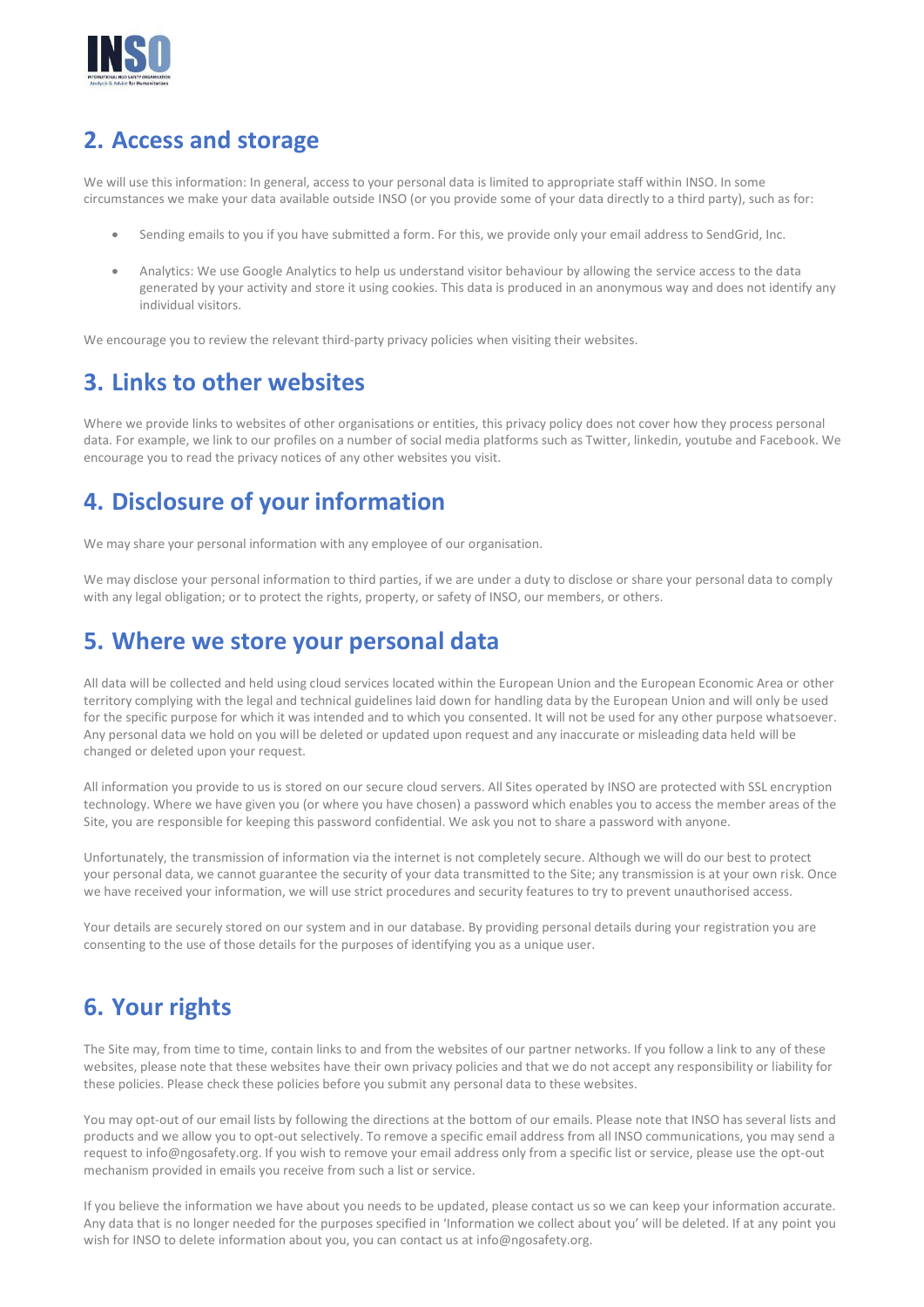## 2. Access and storage

We will use this information: In general, access to your personal data is limited to appropriate staff within INSO. In some circumstances we make your data available outside INSO (or you provide some of your data directly to a third party), such as for:

- Sending emails to you if you have submitted a form. For this, we provide only your email address to SendGrid, Inc.
- Analytics: We use Google Analytics to help us understand visitor behaviour by allowing the service access to the data generated by your activity and store it using cookies. This data is produced in an anonymous way and does not identify any individual visitors.

We encourage you to review the relevant third-party privacy policies when visiting their websites.

## 3. Links to other websites

Where we provide links to websites of other organisations or entities, this privacy policy does not cover how they process personal data. For example, we link to our profiles on a number of social media platforms such as Twitter, linkedin, youtube and Facebook. We encourage you to read the privacy notices of any other websites you visit.

## 4. Disclosure of your information

We may share your personal information with any employee of our organisation.

We may disclose your personal information to third parties, if we are under a duty to disclose or share your personal data to comply with any legal obligation; or to protect the rights, property, or safety of INSO, our members, or others.

## 5. Where we store your personal data

All data will be collected and held using cloud services located within the European Union and the European Economic Area or other territory complying with the legal and technical guidelines laid down for handling data by the European Union and will only be used for the specific purpose for which it was intended and to which you consented. It will not be used for any other purpose whatsoever. Any personal data we hold on you will be deleted or updated upon request and any inaccurate or misleading data held will be changed or deleted upon your request.

All information you provide to us is stored on our secure cloud servers. All Sites operated by INSO are protected with SSL encryption technology. Where we have given you (or where you have chosen) a password which enables you to access the member areas of the Site, you are responsible for keeping this password confidential. We ask you not to share a password with anyone.

Unfortunately, the transmission of information via the internet is not completely secure. Although we will do our best to protect your personal data, we cannot guarantee the security of your data transmitted to the Site; any transmission is at your own risk. Once we have received your information, we will use strict procedures and security features to try to prevent unauthorised access.

Your details are securely stored on our system and in our database. By providing personal details during your registration you are consenting to the use of those details for the purposes of identifying you as a unique user.

## 6. Your rights

The Site may, from time to time, contain links to and from the websites of our partner networks. If you follow a link to any of these websites, please note that these websites have their own privacy policies and that we do not accept any responsibility or liability for these policies. Please check these policies before you submit any personal data to these websites.

You may opt-out of our email lists by following the directions at the bottom of our emails. Please note that INSO has several lists and products and we allow you to opt-out selectively. To remove a specific email address from all INSO communications, you may send a request to info@ngosafety.org. If you wish to remove your email address only from a specific list or service, please use the opt-out mechanism provided in emails you receive from such a list or service.

If you believe the information we have about you needs to be updated, please contact us so we can keep your information accurate. Any data that is no longer needed for the purposes specified in 'Information we collect about you' will be deleted. If at any point you wish for INSO to delete information about you, you can contact us at info@ngosafety.org.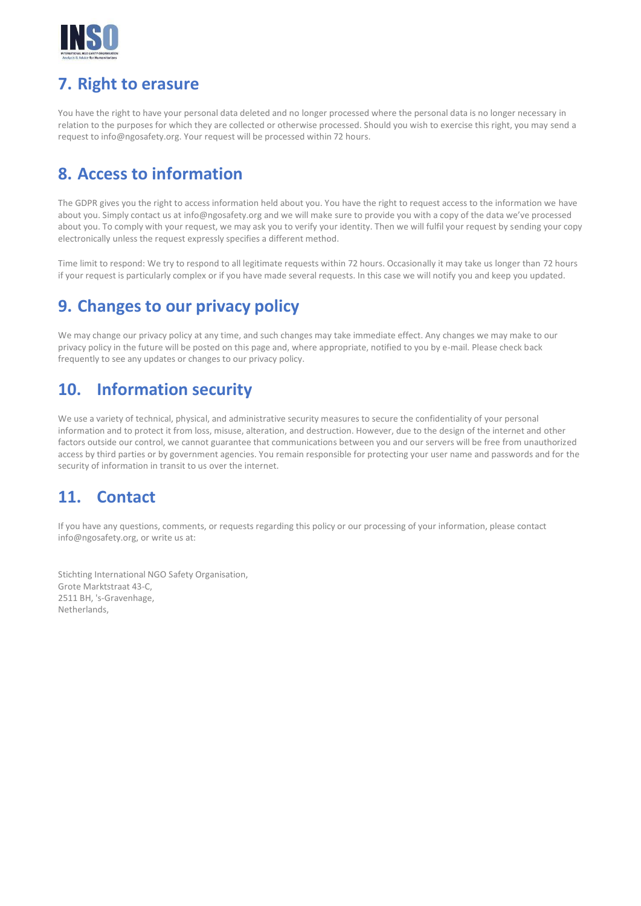## 7. Right to erasure

You have the right to have your personal data deleted and no longer processed where the personal data is no longer necessary in relation to the purposes for which they are collected or otherwise processed. Should you wish to exercise this right, you may send a request to info@ngosafety.org. Your request will be processed within 72 hours.

## 8. Access to information

The GDPR gives you the right to access information held about you. You have the right to request access to the information we have about you. Simply contact us at info@ngosafety.org and we will make sure to provide you with a copy of the data we've processed about you. To comply with your request, we may ask you to verify your identity. Then we will fulfil your request by sending your copy electronically unless the request expressly specifies a different method.

Time limit to respond: We try to respond to all legitimate requests within 72 hours. Occasionally it may take us longer than 72 hours if your request is particularly complex or if you have made several requests. In this case we will notify you and keep you updated.

## 9. Changes to our privacy policy

We may change our privacy policy at any time, and such changes may take immediate effect. Any changes we may make to our privacy policy in the future will be posted on this page and, where appropriate, notified to you by e-mail. Please check back frequently to see any updates or changes to our privacy policy.

## 10. Information security

We use a variety of technical, physical, and administrative security measures to secure the confidentiality of your personal information and to protect it from loss, misuse, alteration, and destruction. However, due to the design of the internet and other factors outside our control, we cannot guarantee that communications between you and our servers will be free from unauthorized access by third parties or by government agencies. You remain responsible for protecting your user name and passwords and for the security of information in transit to us over the internet.

## 11. Contact

If you have any questions, comments, or requests regarding this policy or our processing of your information, please contact info@ngosafety.org, or write us at:

Stichting International NGO Safety Organisation,
Grote Marktstraat 43-C,
2511 BH, 's-Gravenhage,
Netherlands,